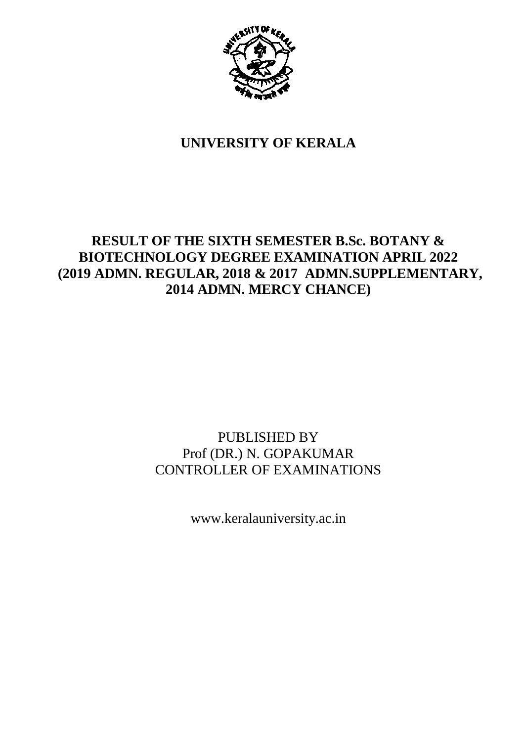# UNIVERSITY OF KERALA

## RESULT OF THE SIXTH SEMESTER B.Sc. BOTANY & BIOTECHNOLOGY DEGREE EXAMINATION APRIL 2022 (2019 ADMN. REGULAR, 2018 & 2017 ADMN.SUPPLEMENTARY, 2014 ADMN. MERCY CHANCE)

PUBLISHED BY
Prof (DR.) N. GOPAKUMAR
CONTROLLER OF EXAMINATIONS

www.keralauniversity.ac.in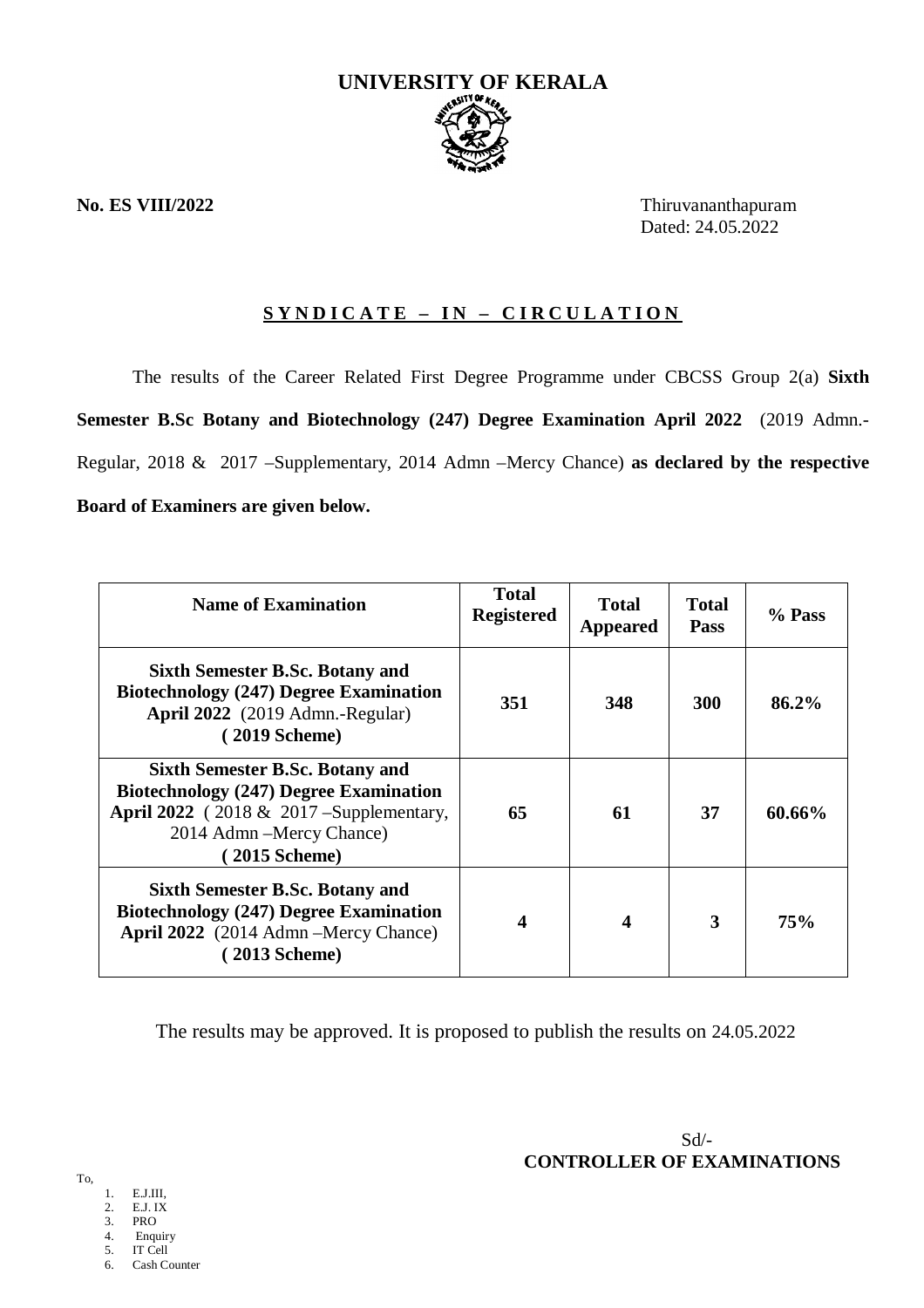# UNIVERSITY OF KERALA

**No. ES VIII/2022**

Thiruvananthapuram
Dated: 24.05.2022

**S Y N D I C A T E – I N – C I R C U L A T I O N**

The results of the Career Related First Degree Programme under CBCSS Group 2(a) **Sixth Semester B.Sc Botany and Biotechnology (247) Degree Examination April 2022** (2019 Admn.- Regular, 2018 & 2017 –Supplementary, 2014 Admn –Mercy Chance) **as declared by the respective Board of Examiners are given below.**

| Name of Examination | Total Registered | Total Appeared | Total Pass | % Pass |
|---|---|---|---|---|
| **Sixth Semester B.Sc. Botany and Biotechnology (247) Degree Examination April 2022** (2019 Admn.-Regular) **( 2019 Scheme)** | **351** | **348** | **300** | **86.2%** |
| **Sixth Semester B.Sc. Botany and Biotechnology (247) Degree Examination April 2022** ( 2018 & 2017 –Supplementary, 2014 Admn –Mercy Chance) **( 2015 Scheme)** | **65** | **61** | **37** | **60.66%** |
| **Sixth Semester B.Sc. Botany and Biotechnology (247) Degree Examination April 2022** (2014 Admn –Mercy Chance) **( 2013 Scheme)** | **4** | **4** | **3** | **75%** |

The results may be approved. It is proposed to publish the results on 24.05.2022

Sd/-
**CONTROLLER OF EXAMINATIONS**

To,

1. E.J.III,
2. E.J. IX
3. PRO
4. Enquiry
5. IT Cell
6. Cash Counter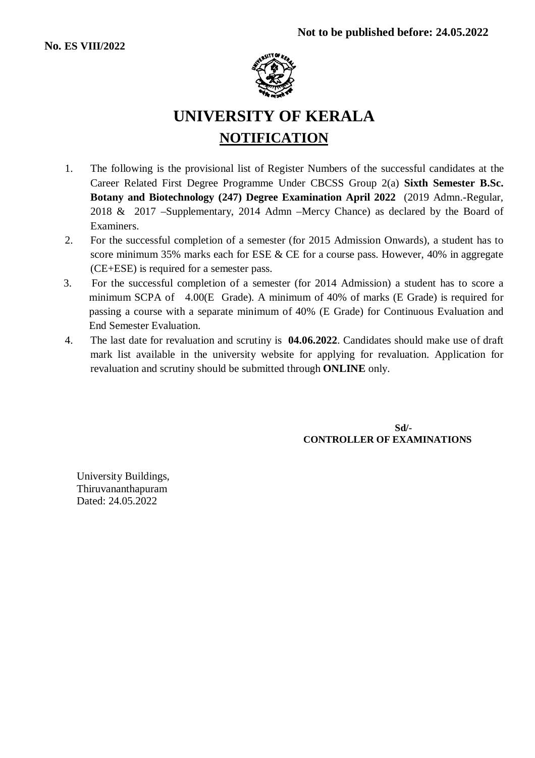**Not to be published before: 24.05.2022**

**No. ES VIII/2022**

# UNIVERSITY OF KERALA

## NOTIFICATION

1. The following is the provisional list of Register Numbers of the successful candidates at the Career Related First Degree Programme Under CBCSS Group 2(a) **Sixth Semester B.Sc. Botany and Biotechnology (247) Degree Examination April 2022** (2019 Admn.-Regular, 2018 & 2017 –Supplementary, 2014 Admn –Mercy Chance) as declared by the Board of Examiners.
2. For the successful completion of a semester (for 2015 Admission Onwards), a student has to score minimum 35% marks each for ESE & CE for a course pass. However, 40% in aggregate (CE+ESE) is required for a semester pass.
3. For the successful completion of a semester (for 2014 Admission) a student has to score a minimum SCPA of 4.00(E Grade). A minimum of 40% of marks (E Grade) is required for passing a course with a separate minimum of 40% (E Grade) for Continuous Evaluation and End Semester Evaluation.
4. The last date for revaluation and scrutiny is **04.06.2022**. Candidates should make use of draft mark list available in the university website for applying for revaluation. Application for revaluation and scrutiny should be submitted through **ONLINE** only.

**Sd/-**
**CONTROLLER OF EXAMINATIONS**

University Buildings,
Thiruvananthapuram
Dated: 24.05.2022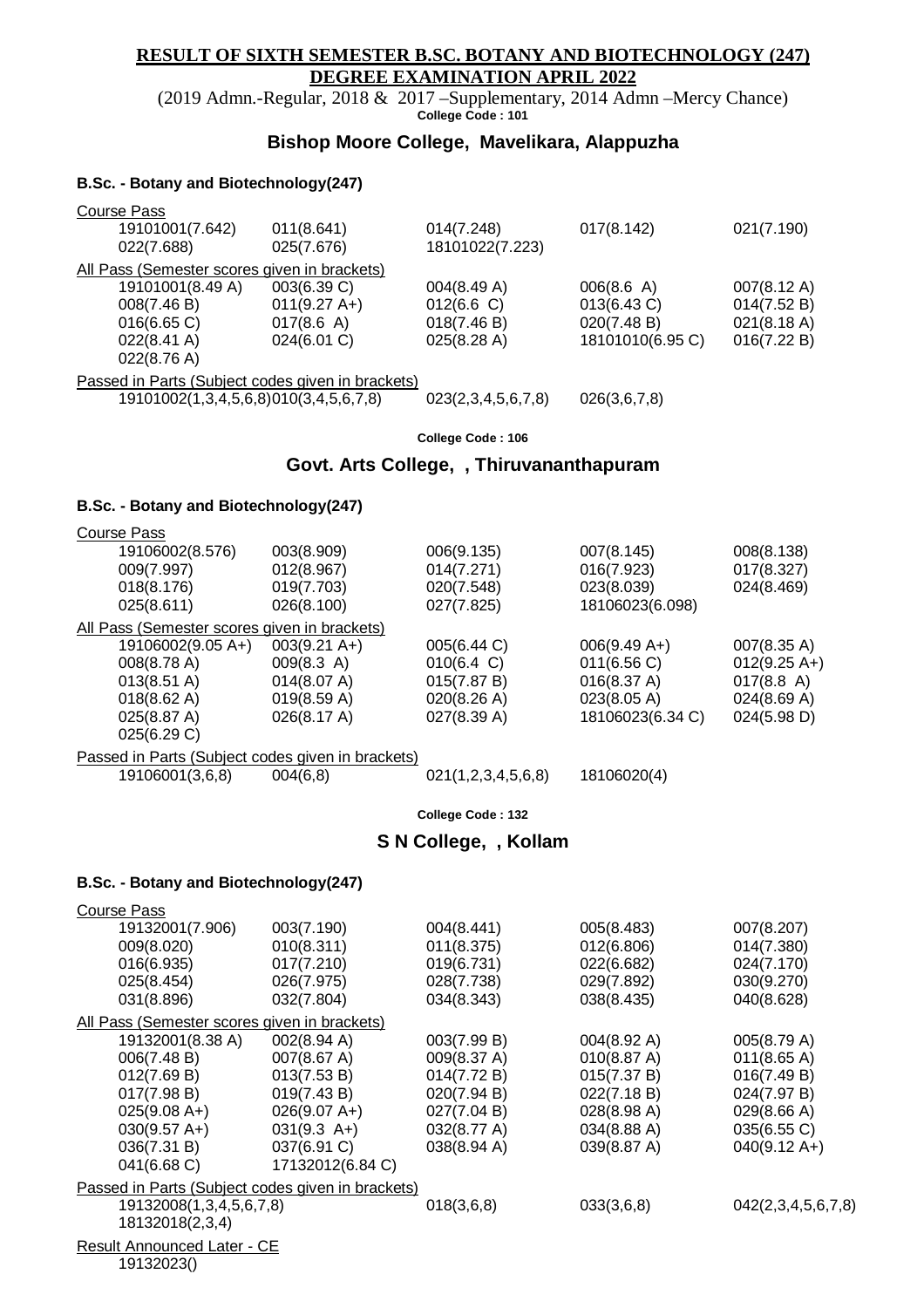**RESULT OF SIXTH SEMESTER B.SC. BOTANY AND BIOTECHNOLOGY (247) DEGREE EXAMINATION APRIL 2022**

(2019 Admn.-Regular, 2018 & 2017 –Supplementary, 2014 Admn –Mercy Chance)

**College Code : 101**

## Bishop Moore College, Mavelikara, Alappuzha

### B.Sc. - Botany and Biotechnology(247)

Course Pass

| | | | | |
|---|---|---|---|---|
| 19101001(7.642) | 011(8.641) | 014(7.248) | 017(8.142) | 021(7.190) |
| 022(7.688) | 025(7.676) | 18101022(7.223) | | |

All Pass (Semester scores given in brackets)

| | | | | |
|---|---|---|---|---|
| 19101001(8.49 A) | 003(6.39 C) | 004(8.49 A) | 006(8.6 A) | 007(8.12 A) |
| 008(7.46 B) | 011(9.27 A+) | 012(6.6 C) | 013(6.43 C) | 014(7.52 B) |
| 016(6.65 C) | 017(8.6 A) | 018(7.46 B) | 020(7.48 B) | 021(8.18 A) |
| 022(8.41 A) | 024(6.01 C) | 025(8.28 A) | 18101010(6.95 C) | 016(7.22 B) |
| 022(8.76 A) | | | | |

Passed in Parts (Subject codes given in brackets)

| | | | |
|---|---|---|---|
| 19101002(1,3,4,5,6,8) | 010(3,4,5,6,7,8) | 023(2,3,4,5,6,7,8) | 026(3,6,7,8) |

**College Code : 106**

## Govt. Arts College, , Thiruvananthapuram

### B.Sc. - Botany and Biotechnology(247)

Course Pass

| | | | | |
|---|---|---|---|---|
| 19106002(8.576) | 003(8.909) | 006(9.135) | 007(8.145) | 008(8.138) |
| 009(7.997) | 012(8.967) | 014(7.271) | 016(7.923) | 017(8.327) |
| 018(8.176) | 019(7.703) | 020(7.548) | 023(8.039) | 024(8.469) |
| 025(8.611) | 026(8.100) | 027(7.825) | 18106023(6.098) | |

All Pass (Semester scores given in brackets)

| | | | | |
|---|---|---|---|---|
| 19106002(9.05 A+) | 003(9.21 A+) | 005(6.44 C) | 006(9.49 A+) | 007(8.35 A) |
| 008(8.78 A) | 009(8.3 A) | 010(6.4 C) | 011(6.56 C) | 012(9.25 A+) |
| 013(8.51 A) | 014(8.07 A) | 015(7.87 B) | 016(8.37 A) | 017(8.8 A) |
| 018(8.62 A) | 019(8.59 A) | 020(8.26 A) | 023(8.05 A) | 024(8.69 A) |
| 025(8.87 A) | 026(8.17 A) | 027(8.39 A) | 18106023(6.34 C) | 024(5.98 D) |
| 025(6.29 C) | | | | |

Passed in Parts (Subject codes given in brackets)

| | | | |
|---|---|---|---|
| 19106001(3,6,8) | 004(6,8) | 021(1,2,3,4,5,6,8) | 18106020(4) |

**College Code : 132**

## S N College, , Kollam

### B.Sc. - Botany and Biotechnology(247)

Course Pass

| | | | | |
|---|---|---|---|---|
| 19132001(7.906) | 003(7.190) | 004(8.441) | 005(8.483) | 007(8.207) |
| 009(8.020) | 010(8.311) | 011(8.375) | 012(6.806) | 014(7.380) |
| 016(6.935) | 017(7.210) | 019(6.731) | 022(6.682) | 024(7.170) |
| 025(8.454) | 026(7.975) | 028(7.738) | 029(7.892) | 030(9.270) |
| 031(8.896) | 032(7.804) | 034(8.343) | 038(8.435) | 040(8.628) |

All Pass (Semester scores given in brackets)

| | | | | |
|---|---|---|---|---|
| 19132001(8.38 A) | 002(8.94 A) | 003(7.99 B) | 004(8.92 A) | 005(8.79 A) |
| 006(7.48 B) | 007(8.67 A) | 009(8.37 A) | 010(8.87 A) | 011(8.65 A) |
| 012(7.69 B) | 013(7.53 B) | 014(7.72 B) | 015(7.37 B) | 016(7.49 B) |
| 017(7.98 B) | 019(7.43 B) | 020(7.94 B) | 022(7.18 B) | 024(7.97 B) |
| 025(9.08 A+) | 026(9.07 A+) | 027(7.04 B) | 028(8.98 A) | 029(8.66 A) |
| 030(9.57 A+) | 031(9.3 A+) | 032(8.77 A) | 034(8.88 A) | 035(6.55 C) |
| 036(7.31 B) | 037(6.91 C) | 038(8.94 A) | 039(8.87 A) | 040(9.12 A+) |
| 041(6.68 C) | 17132012(6.84 C) | | | |

Passed in Parts (Subject codes given in brackets)

| | | | |
|---|---|---|---|
| 19132008(1,3,4,5,6,7,8) | 018(3,6,8) | 033(3,6,8) | 042(2,3,4,5,6,7,8) |
| 18132018(2,3,4) | | | |

Result Announced Later - CE

19132023()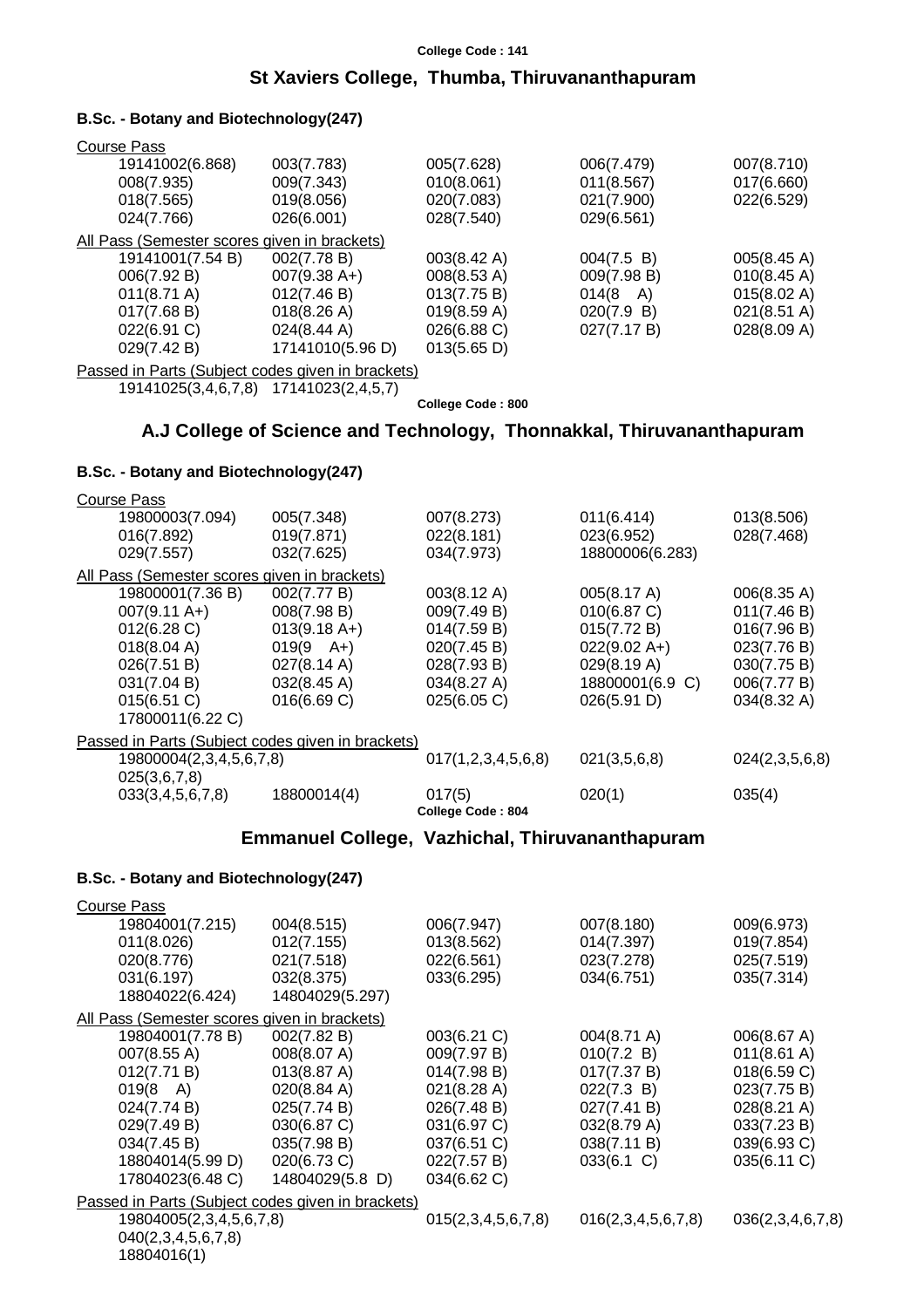College Code : 141

## St Xaviers College, Thumba, Thiruvananthapuram

### B.Sc. - Botany and Biotechnology(247)

Course Pass

| | | | | |
|---|---|---|---|---|
| 19141002(6.868) | 003(7.783) | 005(7.628) | 006(7.479) | 007(8.710) |
| 008(7.935) | 009(7.343) | 010(8.061) | 011(8.567) | 017(6.660) |
| 018(7.565) | 019(8.056) | 020(7.083) | 021(7.900) | 022(6.529) |
| 024(7.766) | 026(6.001) | 028(7.540) | 029(6.561) | |

All Pass (Semester scores given in brackets)

| | | | | |
|---|---|---|---|---|
| 19141001(7.54 B) | 002(7.78 B) | 003(8.42 A) | 004(7.5 B) | 005(8.45 A) |
| 006(7.92 B) | 007(9.38 A+) | 008(8.53 A) | 009(7.98 B) | 010(8.45 A) |
| 011(8.71 A) | 012(7.46 B) | 013(7.75 B) | 014(8 A) | 015(8.02 A) |
| 017(7.68 B) | 018(8.26 A) | 019(8.59 A) | 020(7.9 B) | 021(8.51 A) |
| 022(6.91 C) | 024(8.44 A) | 026(6.88 C) | 027(7.17 B) | 028(8.09 A) |
| 029(7.42 B) | 17141010(5.96 D) | 013(5.65 D) | | |

Passed in Parts (Subject codes given in brackets)

19141025(3,4,6,7,8) 17141023(2,4,5,7)

College Code : 800

## A.J College of Science and Technology, Thonnakkal, Thiruvananthapuram

### B.Sc. - Botany and Biotechnology(247)

Course Pass

| | | | | |
|---|---|---|---|---|
| 19800003(7.094) | 005(7.348) | 007(8.273) | 011(6.414) | 013(8.506) |
| 016(7.892) | 019(7.871) | 022(8.181) | 023(6.952) | 028(7.468) |
| 029(7.557) | 032(7.625) | 034(7.973) | 18800006(6.283) | |

All Pass (Semester scores given in brackets)

| | | | | |
|---|---|---|---|---|
| 19800001(7.36 B) | 002(7.77 B) | 003(8.12 A) | 005(8.17 A) | 006(8.35 A) |
| 007(9.11 A+) | 008(7.98 B) | 009(7.49 B) | 010(6.87 C) | 011(7.46 B) |
| 012(6.28 C) | 013(9.18 A+) | 014(7.59 B) | 015(7.72 B) | 016(7.96 B) |
| 018(8.04 A) | 019(9 A+) | 020(7.45 B) | 022(9.02 A+) | 023(7.76 B) |
| 026(7.51 B) | 027(8.14 A) | 028(7.93 B) | 029(8.19 A) | 030(7.75 B) |
| 031(7.04 B) | 032(8.45 A) | 034(8.27 A) | 18800001(6.9 C) | 006(7.77 B) |
| 015(6.51 C) | 016(6.69 C) | 025(6.05 C) | 026(5.91 D) | 034(8.32 A) |
| 17800011(6.22 C) | | | | |

Passed in Parts (Subject codes given in brackets)

| | | | | |
|---|---|---|---|---|
| 19800004(2,3,4,5,6,7,8) | | 017(1,2,3,4,5,6,8) | 021(3,5,6,8) | 024(2,3,5,6,8) |
| 025(3,6,7,8) | | | | |
| 033(3,4,5,6,7,8) | 18800014(4) | 017(5) | 020(1) | 035(4) |

College Code : 804

## Emmanuel College, Vazhichal, Thiruvananthapuram

### B.Sc. - Botany and Biotechnology(247)

Course Pass

| | | | | |
|---|---|---|---|---|
| 19804001(7.215) | 004(8.515) | 006(7.947) | 007(8.180) | 009(6.973) |
| 011(8.026) | 012(7.155) | 013(8.562) | 014(7.397) | 019(7.854) |
| 020(8.776) | 021(7.518) | 022(6.561) | 023(7.278) | 025(7.519) |
| 031(6.197) | 032(8.375) | 033(6.295) | 034(6.751) | 035(7.314) |
| 18804022(6.424) | 14804029(5.297) | | | |

All Pass (Semester scores given in brackets)

| | | | | |
|---|---|---|---|---|
| 19804001(7.78 B) | 002(7.82 B) | 003(6.21 C) | 004(8.71 A) | 006(8.67 A) |
| 007(8.55 A) | 008(8.07 A) | 009(7.97 B) | 010(7.2 B) | 011(8.61 A) |
| 012(7.71 B) | 013(8.87 A) | 014(7.98 B) | 017(7.37 B) | 018(6.59 C) |
| 019(8 A) | 020(8.84 A) | 021(8.28 A) | 022(7.3 B) | 023(7.75 B) |
| 024(7.74 B) | 025(7.74 B) | 026(7.48 B) | 027(7.41 B) | 028(8.21 A) |
| 029(7.49 B) | 030(6.87 C) | 031(6.97 C) | 032(8.79 A) | 033(7.23 B) |
| 034(7.45 B) | 035(7.98 B) | 037(6.51 C) | 038(7.11 B) | 039(6.93 C) |
| 18804014(5.99 D) | 020(6.73 C) | 022(7.57 B) | 033(6.1 C) | 035(6.11 C) |
| 17804023(6.48 C) | 14804029(5.8 D) | 034(6.62 C) | | |

Passed in Parts (Subject codes given in brackets)

| | | | |
|---|---|---|---|
| 19804005(2,3,4,5,6,7,8) | 015(2,3,4,5,6,7,8) | 016(2,3,4,5,6,7,8) | 036(2,3,4,6,7,8) |
| 040(2,3,4,5,6,7,8) | | | |
| 18804016(1) | | | |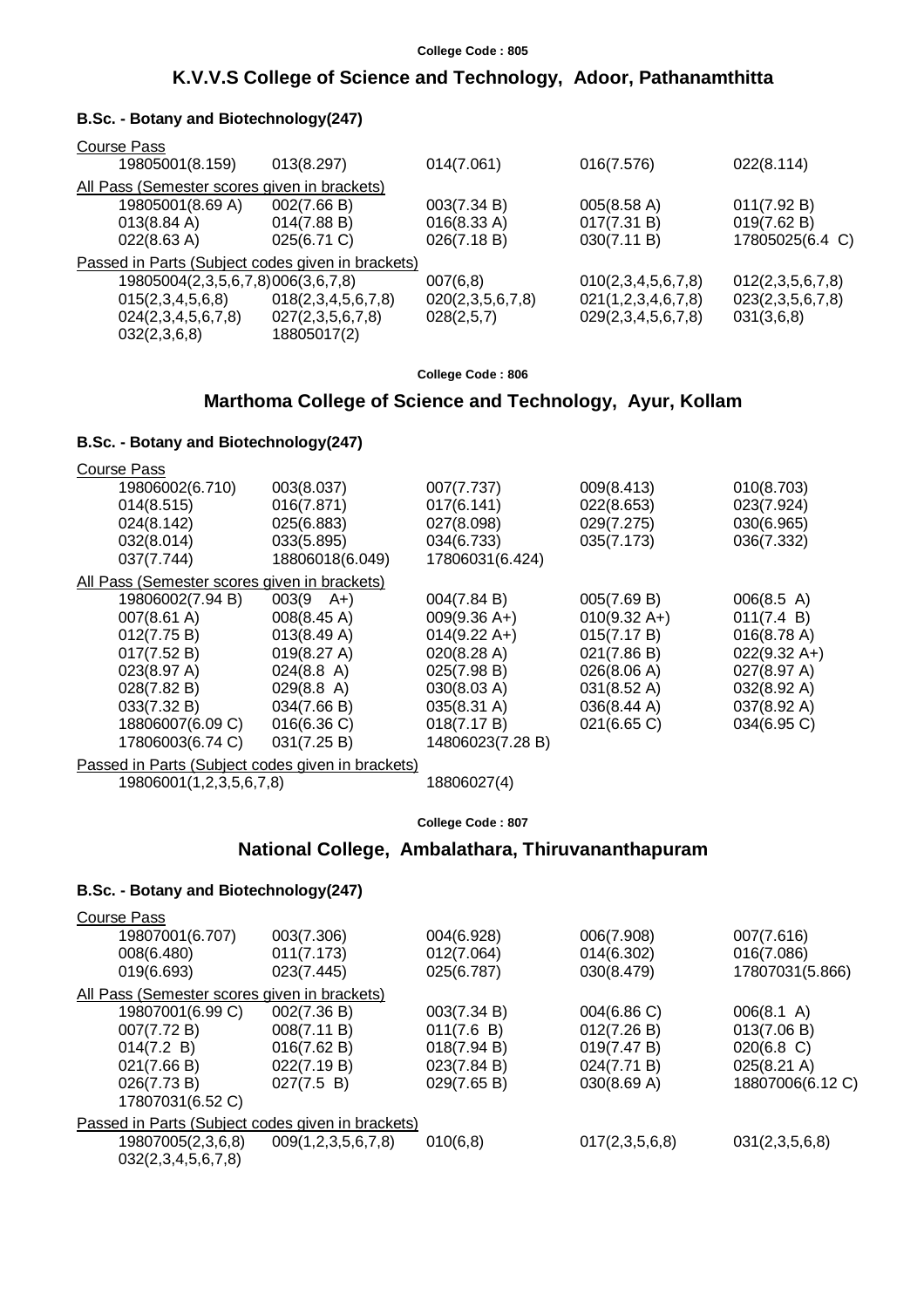College Code : 805

## K.V.V.S College of Science and Technology, Adoor, Pathanamthitta

### B.Sc. - Botany and Biotechnology(247)

Course Pass

| | | | | |
|---|---|---|---|---|
| 19805001(8.159) | 013(8.297) | 014(7.061) | 016(7.576) | 022(8.114) |

All Pass (Semester scores given in brackets)

| | | | | |
|---|---|---|---|---|
| 19805001(8.69 A) | 002(7.66 B) | 003(7.34 B) | 005(8.58 A) | 011(7.92 B) |
| 013(8.84 A) | 014(7.88 B) | 016(8.33 A) | 017(7.31 B) | 019(7.62 B) |
| 022(8.63 A) | 025(6.71 C) | 026(7.18 B) | 030(7.11 B) | 17805025(6.4 C) |

Passed in Parts (Subject codes given in brackets)

| | | | | |
|---|---|---|---|---|
| 19805004(2,3,5,6,7,8) | 006(3,6,7,8) | 007(6,8) | 010(2,3,4,5,6,7,8) | 012(2,3,5,6,7,8) |
| 015(2,3,4,5,6,8) | 018(2,3,4,5,6,7,8) | 020(2,3,5,6,7,8) | 021(1,2,3,4,6,7,8) | 023(2,3,5,6,7,8) |
| 024(2,3,4,5,6,7,8) | 027(2,3,5,6,7,8) | 028(2,5,7) | 029(2,3,4,5,6,7,8) | 031(3,6,8) |
| 032(2,3,6,8) | 18805017(2) | | | |

College Code : 806

## Marthoma College of Science and Technology, Ayur, Kollam

### B.Sc. - Botany and Biotechnology(247)

Course Pass

| | | | | |
|---|---|---|---|---|
| 19806002(6.710) | 003(8.037) | 007(7.737) | 009(8.413) | 010(8.703) |
| 014(8.515) | 016(7.871) | 017(6.141) | 022(8.653) | 023(7.924) |
| 024(8.142) | 025(6.883) | 027(8.098) | 029(7.275) | 030(6.965) |
| 032(8.014) | 033(5.895) | 034(6.733) | 035(7.173) | 036(7.332) |
| 037(7.744) | 18806018(6.049) | 17806031(6.424) | | |

All Pass (Semester scores given in brackets)

| | | | | |
|---|---|---|---|---|
| 19806002(7.94 B) | 003(9 A+) | 004(7.84 B) | 005(7.69 B) | 006(8.5 A) |
| 007(8.61 A) | 008(8.45 A) | 009(9.36 A+) | 010(9.32 A+) | 011(7.4 B) |
| 012(7.75 B) | 013(8.49 A) | 014(9.22 A+) | 015(7.17 B) | 016(8.78 A) |
| 017(7.52 B) | 019(8.27 A) | 020(8.28 A) | 021(7.86 B) | 022(9.32 A+) |
| 023(8.97 A) | 024(8.8 A) | 025(7.98 B) | 026(8.06 A) | 027(8.97 A) |
| 028(7.82 B) | 029(8.8 A) | 030(8.03 A) | 031(8.52 A) | 032(8.92 A) |
| 033(7.32 B) | 034(7.66 B) | 035(8.31 A) | 036(8.44 A) | 037(8.92 A) |
| 18806007(6.09 C) | 016(6.36 C) | 018(7.17 B) | 021(6.65 C) | 034(6.95 C) |
| 17806003(6.74 C) | 031(7.25 B) | 14806023(7.28 B) | | |

Passed in Parts (Subject codes given in brackets)

| | | | | |
|---|---|---|---|---|
| 19806001(1,2,3,5,6,7,8) | | 18806027(4) | | |

College Code : 807

## National College, Ambalathara, Thiruvananthapuram

### B.Sc. - Botany and Biotechnology(247)

Course Pass

| | | | | |
|---|---|---|---|---|
| 19807001(6.707) | 003(7.306) | 004(6.928) | 006(7.908) | 007(7.616) |
| 008(6.480) | 011(7.173) | 012(7.064) | 014(6.302) | 016(7.086) |
| 019(6.693) | 023(7.445) | 025(6.787) | 030(8.479) | 17807031(5.866) |

All Pass (Semester scores given in brackets)

| | | | | |
|---|---|---|---|---|
| 19807001(6.99 C) | 002(7.36 B) | 003(7.34 B) | 004(6.86 C) | 006(8.1 A) |
| 007(7.72 B) | 008(7.11 B) | 011(7.6 B) | 012(7.26 B) | 013(7.06 B) |
| 014(7.2 B) | 016(7.62 B) | 018(7.94 B) | 019(7.47 B) | 020(6.8 C) |
| 021(7.66 B) | 022(7.19 B) | 023(7.84 B) | 024(7.71 B) | 025(8.21 A) |
| 026(7.73 B) | 027(7.5 B) | 029(7.65 B) | 030(8.69 A) | 18807006(6.12 C) |
| 17807031(6.52 C) | | | | |

Passed in Parts (Subject codes given in brackets)

| | | | | |
|---|---|---|---|---|
| 19807005(2,3,6,8) | 009(1,2,3,5,6,7,8) | 010(6,8) | 017(2,3,5,6,8) | 031(2,3,5,6,8) |
| 032(2,3,4,5,6,7,8) | | | | |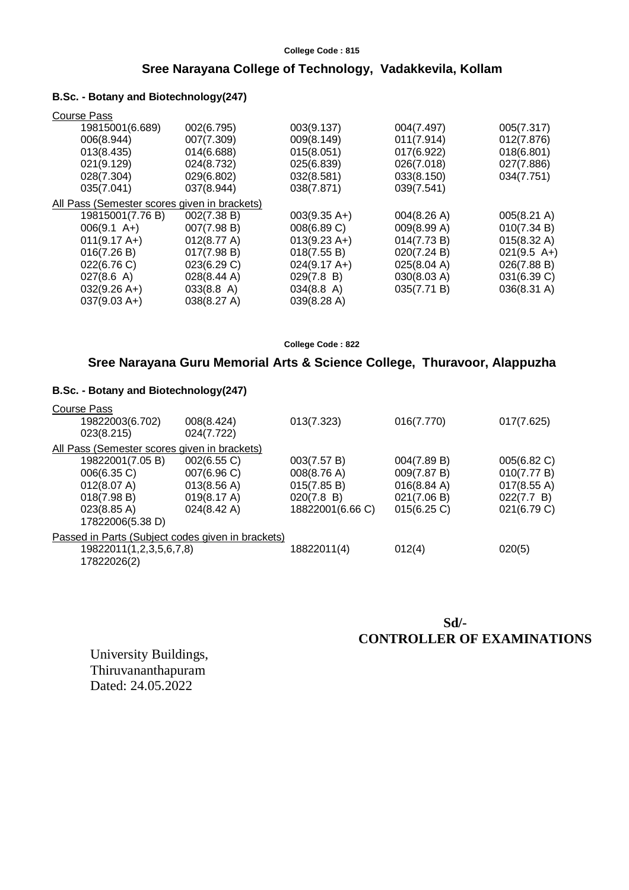College Code : 815

## Sree Narayana College of Technology, Vadakkevila, Kollam

### B.Sc. - Botany and Biotechnology(247)

Course Pass

| | | | | |
|---|---|---|---|---|
| 19815001(6.689) | 002(6.795) | 003(9.137) | 004(7.497) | 005(7.317) |
| 006(8.944) | 007(7.309) | 009(8.149) | 011(7.914) | 012(7.876) |
| 013(8.435) | 014(6.688) | 015(8.051) | 017(6.922) | 018(6.801) |
| 021(9.129) | 024(8.732) | 025(6.839) | 026(7.018) | 027(7.886) |
| 028(7.304) | 029(6.802) | 032(8.581) | 033(8.150) | 034(7.751) |
| 035(7.041) | 037(8.944) | 038(7.871) | 039(7.541) | |

All Pass (Semester scores given in brackets)

| | | | | |
|---|---|---|---|---|
| 19815001(7.76 B) | 002(7.38 B) | 003(9.35 A+) | 004(8.26 A) | 005(8.21 A) |
| 006(9.1 A+) | 007(7.98 B) | 008(6.89 C) | 009(8.99 A) | 010(7.34 B) |
| 011(9.17 A+) | 012(8.77 A) | 013(9.23 A+) | 014(7.73 B) | 015(8.32 A) |
| 016(7.26 B) | 017(7.98 B) | 018(7.55 B) | 020(7.24 B) | 021(9.5 A+) |
| 022(6.76 C) | 023(6.29 C) | 024(9.17 A+) | 025(8.04 A) | 026(7.88 B) |
| 027(8.6 A) | 028(8.44 A) | 029(7.8 B) | 030(8.03 A) | 031(6.39 C) |
| 032(9.26 A+) | 033(8.8 A) | 034(8.8 A) | 035(7.71 B) | 036(8.31 A) |
| 037(9.03 A+) | 038(8.27 A) | 039(8.28 A) | | |

College Code : 822

## Sree Narayana Guru Memorial Arts & Science College, Thuravoor, Alappuzha

### B.Sc. - Botany and Biotechnology(247)

Course Pass

| | | | | |
|---|---|---|---|---|
| 19822003(6.702) | 008(8.424) | 013(7.323) | 016(7.770) | 017(7.625) |
| 023(8.215) | 024(7.722) | | | |

All Pass (Semester scores given in brackets)

| | | | | |
|---|---|---|---|---|
| 19822001(7.05 B) | 002(6.55 C) | 003(7.57 B) | 004(7.89 B) | 005(6.82 C) |
| 006(6.35 C) | 007(6.96 C) | 008(8.76 A) | 009(7.87 B) | 010(7.77 B) |
| 012(8.07 A) | 013(8.56 A) | 015(7.85 B) | 016(8.84 A) | 017(8.55 A) |
| 018(7.98 B) | 019(8.17 A) | 020(7.8 B) | 021(7.06 B) | 022(7.7 B) |
| 023(8.85 A) | 024(8.42 A) | 18822001(6.66 C) | 015(6.25 C) | 021(6.79 C) |
| 17822006(5.38 D) | | | | |

Passed in Parts (Subject codes given in brackets)

| | | | |
|---|---|---|---|
| 19822011(1,2,3,5,6,7,8) | 18822011(4) | 012(4) | 020(5) |
| 17822026(2) | | | |

**Sd/-**
**CONTROLLER OF EXAMINATIONS**

University Buildings,
Thiruvananthapuram
Dated: 24.05.2022